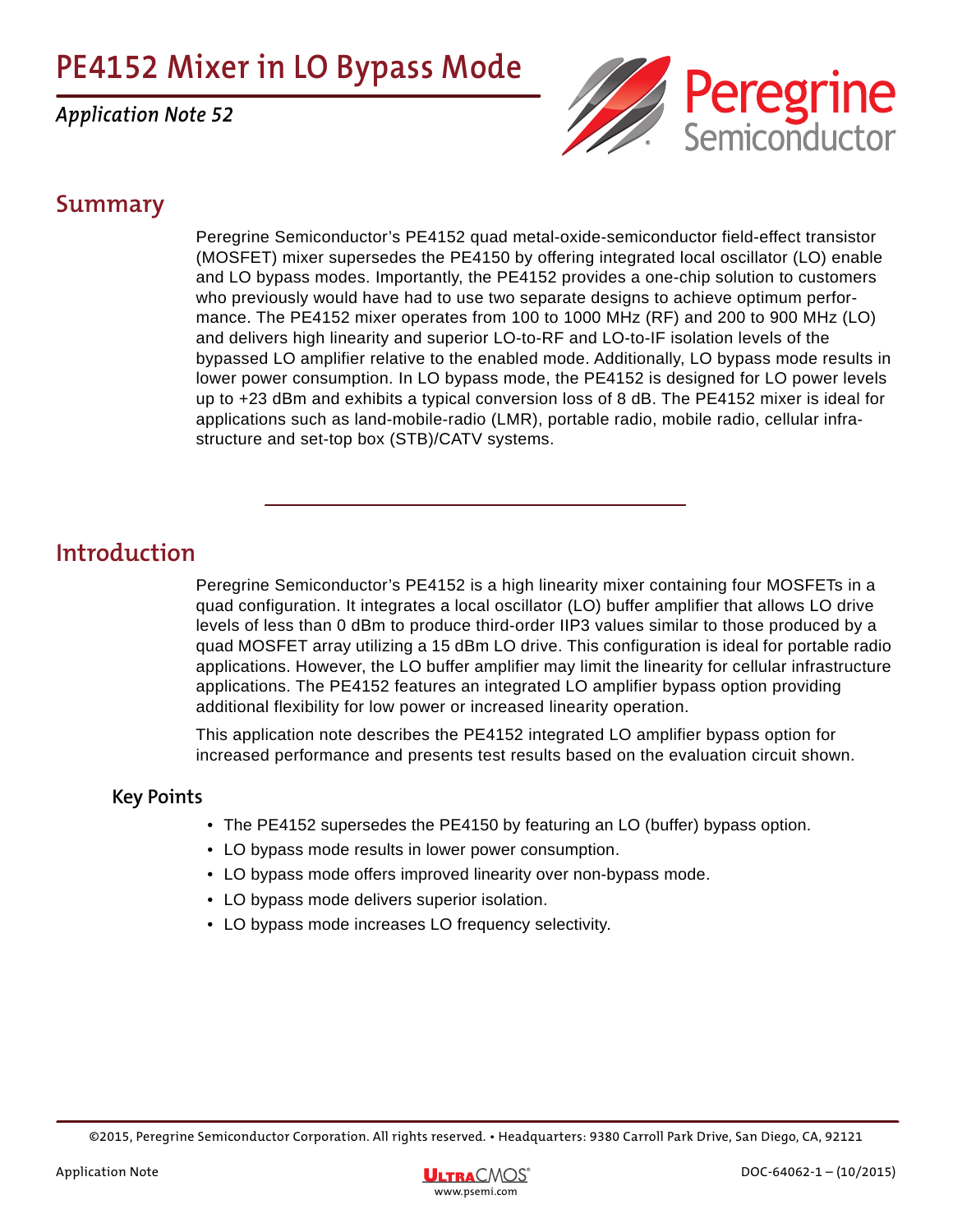# PE4152 Mixer in LO Bypass Mode

*Application Note 52*

## Summary

Peregrine Semiconductor's PE4152 quad metal-oxide-semiconductor field-effect transistor (MOSFET) mixer supersedes the PE4150 by offering integrated local oscillator (LO) enable and LO bypass modes. Importantly, the PE4152 provides a one-chip solution to customers who previously would have had to use two separate designs to achieve optimum performance. The PE4152 mixer operates from 100 to 1000 MHz (RF) and 200 to 900 MHz (LO) and delivers high linearity and superior LO-to-RF and LO-to-IF isolation levels of the bypassed LO amplifier relative to the enabled mode. Additionally, LO bypass mode results in lower power consumption. In LO bypass mode, the PE4152 is designed for LO power levels up to +23 dBm and exhibits a typical conversion loss of 8 dB. The PE4152 mixer is ideal for applications such as land-mobile-radio (LMR), portable radio, mobile radio, cellular infrastructure and set-top box (STB)/CATV systems.

## Introduction

Peregrine Semiconductor's PE4152 is a high linearity mixer containing four MOSFETs in a quad configuration. It integrates a local oscillator (LO) buffer amplifier that allows LO drive levels of less than 0 dBm to produce third-order IIP3 values similar to those produced by a quad MOSFET array utilizing a 15 dBm LO drive. This configuration is ideal for portable radio applications. However, the LO buffer amplifier may limit the linearity for cellular infrastructure applications. The PE4152 features an integrated LO amplifier bypass option providing additional flexibility for low power or increased linearity operation.

This application note describes the PE4152 integrated LO amplifier bypass option for increased performance and presents test results based on the evaluation circuit shown.

### Key Points

- The PE4152 supersedes the PE4150 by featuring an LO (buffer) bypass option.
- LO bypass mode results in lower power consumption.
- LO bypass mode offers improved linearity over non-bypass mode.
- LO bypass mode delivers superior isolation.
- LO bypass mode increases LO frequency selectivity.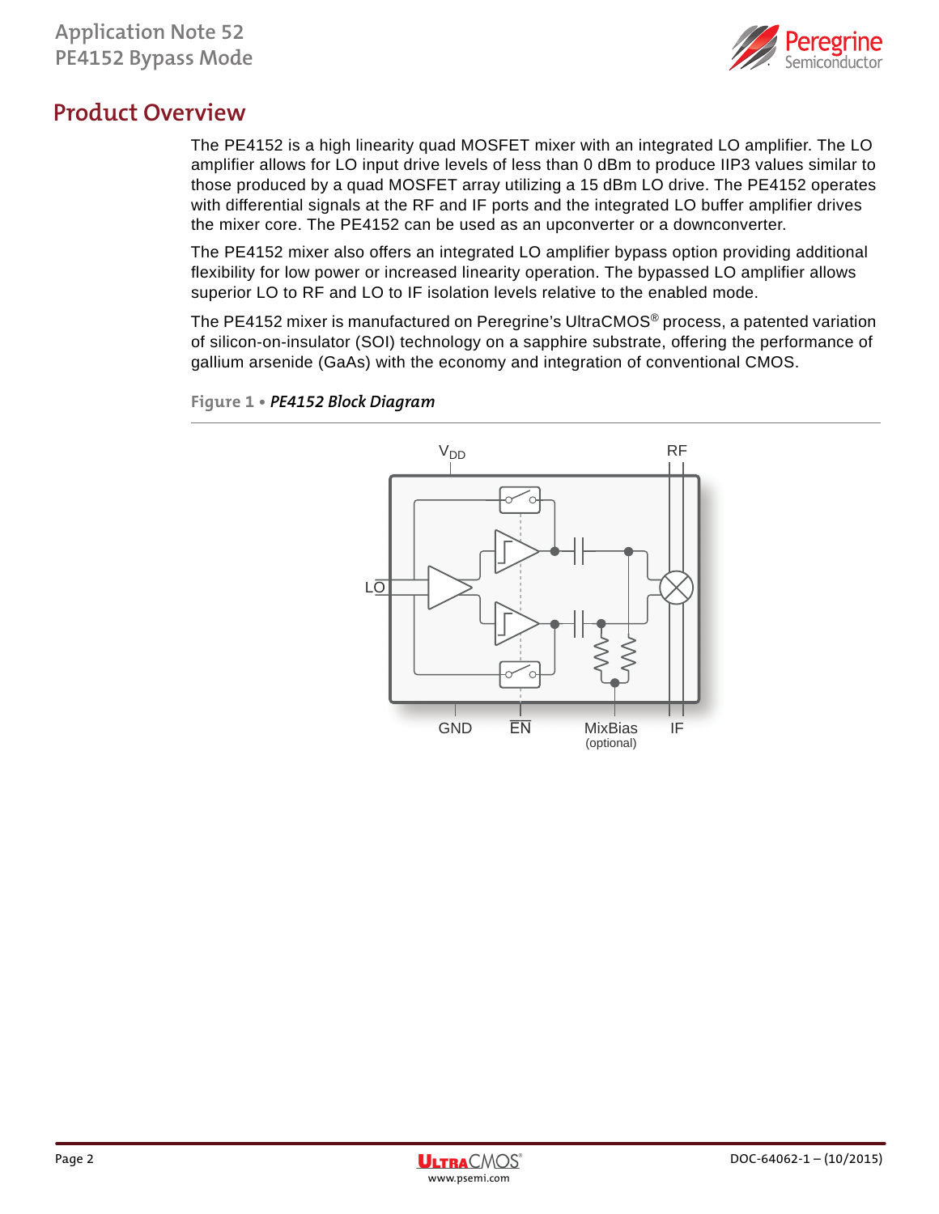# Product Overview

The PE4152 is a high linearity quad MOSFET mixer with an integrated LO amplifier. The LO amplifier allows for LO input drive levels of less than 0 dBm to produce IIP3 values similar to those produced by a quad MOSFET array utilizing a 15 dBm LO drive. The PE4152 operates with differential signals at the RF and IF ports and the integrated LO buffer amplifier drives the mixer core. The PE4152 can be used as an upconverter or a downconverter.

The PE4152 mixer also offers an integrated LO amplifier bypass option providing additional flexibility for low power or increased linearity operation. The bypassed LO amplifier allows superior LO to RF and LO to IF isolation levels relative to the enabled mode.

The PE4152 mixer is manufactured on Peregrine's UltraCMOS® process, a patented variation of silicon-on-insulator (SOI) technology on a sapphire substrate, offering the performance of gallium arsenide (GaAs) with the economy and integration of conventional CMOS.

**Figure 1 •** ***PE4152 Block Diagram***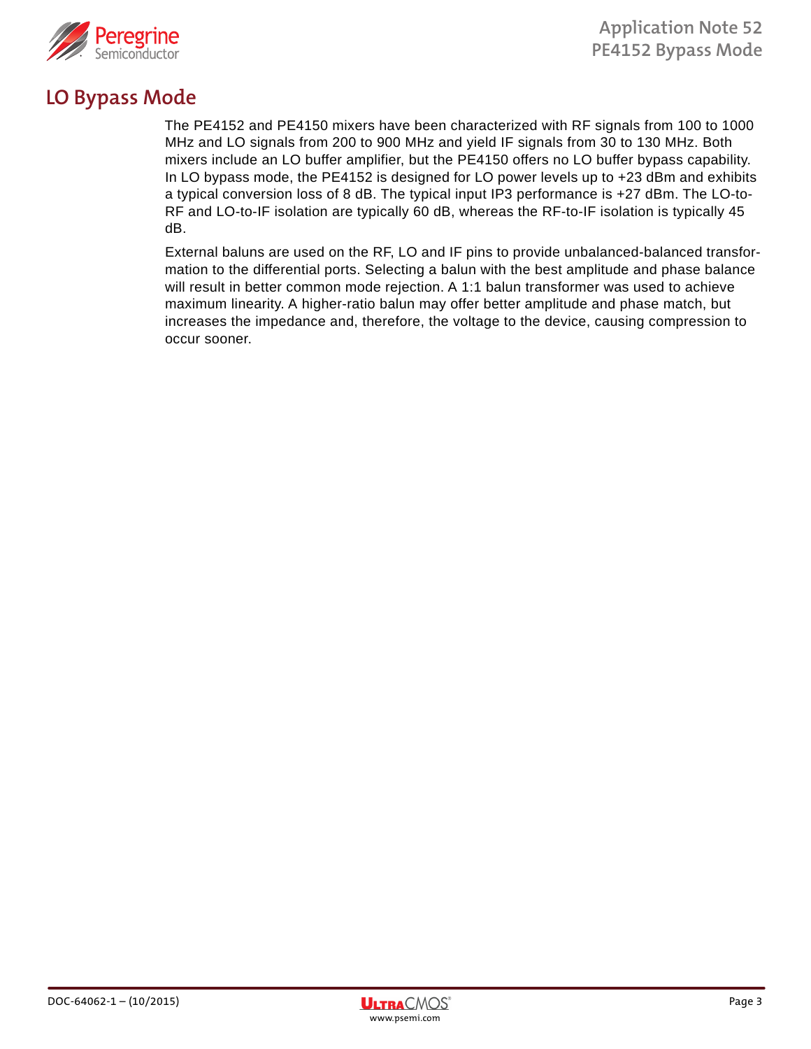## LO Bypass Mode

The PE4152 and PE4150 mixers have been characterized with RF signals from 100 to 1000 MHz and LO signals from 200 to 900 MHz and yield IF signals from 30 to 130 MHz. Both mixers include an LO buffer amplifier, but the PE4150 offers no LO buffer bypass capability. In LO bypass mode, the PE4152 is designed for LO power levels up to +23 dBm and exhibits a typical conversion loss of 8 dB. The typical input IP3 performance is +27 dBm. The LO-to-RF and LO-to-IF isolation are typically 60 dB, whereas the RF-to-IF isolation is typically 45 dB.

External baluns are used on the RF, LO and IF pins to provide unbalanced-balanced transformation to the differential ports. Selecting a balun with the best amplitude and phase balance will result in better common mode rejection. A 1:1 balun transformer was used to achieve maximum linearity. A higher-ratio balun may offer better amplitude and phase match, but increases the impedance and, therefore, the voltage to the device, causing compression to occur sooner.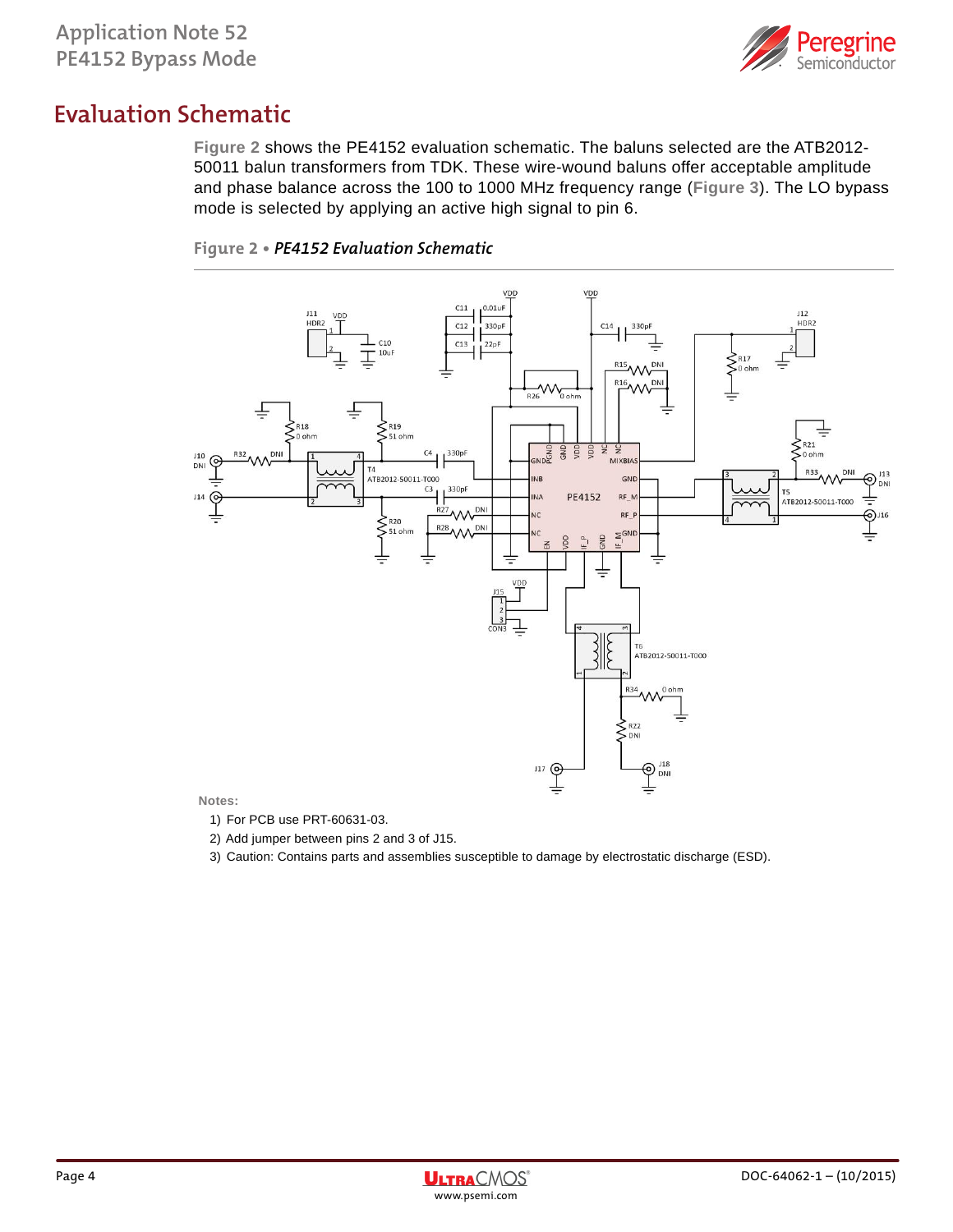## Evaluation Schematic

Figure 2 shows the PE4152 evaluation schematic. The baluns selected are the ATB2012-50011 balun transformers from TDK. These wire-wound baluns offer acceptable amplitude and phase balance across the 100 to 1000 MHz frequency range (Figure 3). The LO bypass mode is selected by applying an active high signal to pin 6.

**Figure 2 • *PE4152 Evaluation Schematic***

**Notes:**

1) For PCB use PRT-60631-03.
2) Add jumper between pins 2 and 3 of J15.
3) Caution: Contains parts and assemblies susceptible to damage by electrostatic discharge (ESD).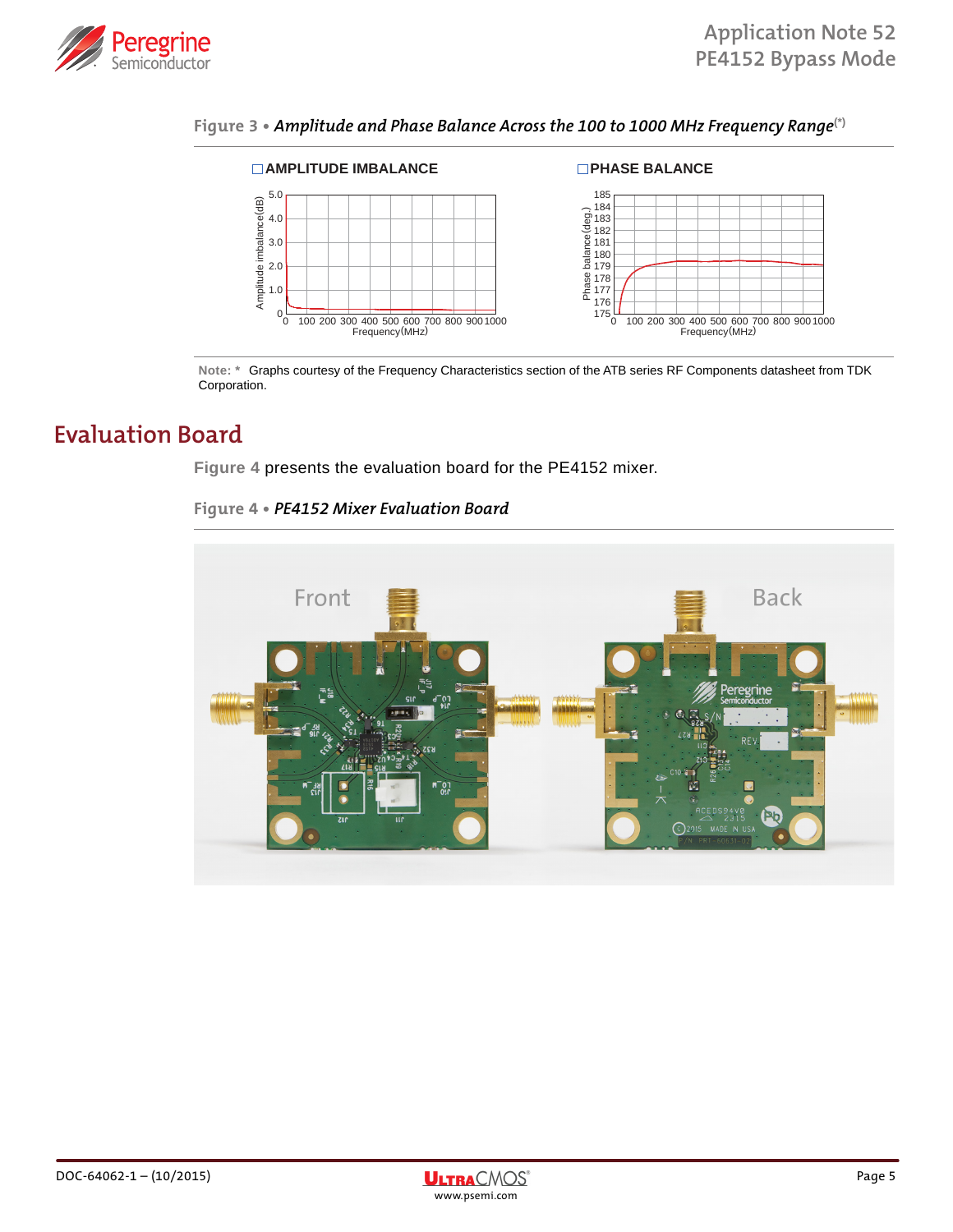**Figure 3 • *Amplitude and Phase Balance Across the 100 to 1000 MHz Frequency Range*** (*)

Note: * Graphs courtesy of the Frequency Characteristics section of the ATB series RF Components datasheet from TDK Corporation.

## Evaluation Board

**Figure 4** presents the evaluation board for the PE4152 mixer.

**Figure 4 • *PE4152 Mixer Evaluation Board***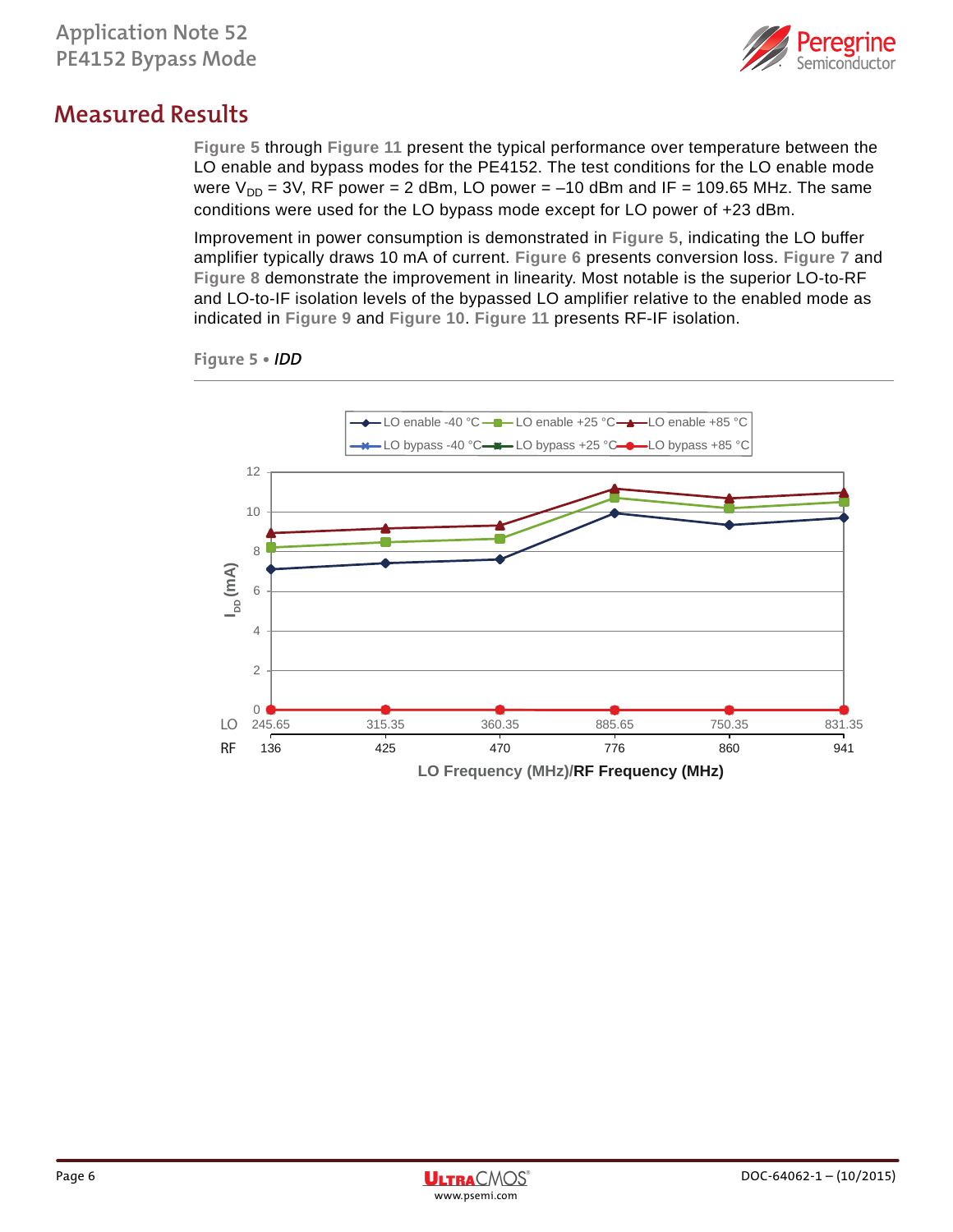## Measured Results

Figure 5 through Figure 11 present the typical performance over temperature between the LO enable and bypass modes for the PE4152. The test conditions for the LO enable mode were $V_{DD}$ = 3V, RF power = 2 dBm, LO power = –10 dBm and IF = 109.65 MHz. The same conditions were used for the LO bypass mode except for LO power of +23 dBm.

Improvement in power consumption is demonstrated in Figure 5, indicating the LO buffer amplifier typically draws 10 mA of current. Figure 6 presents conversion loss. Figure 7 and Figure 8 demonstrate the improvement in linearity. Most notable is the superior LO-to-RF and LO-to-IF isolation levels of the bypassed LO amplifier relative to the enabled mode as indicated in Figure 9 and Figure 10. Figure 11 presents RF-IF isolation.

**Figure 5 • *IDD***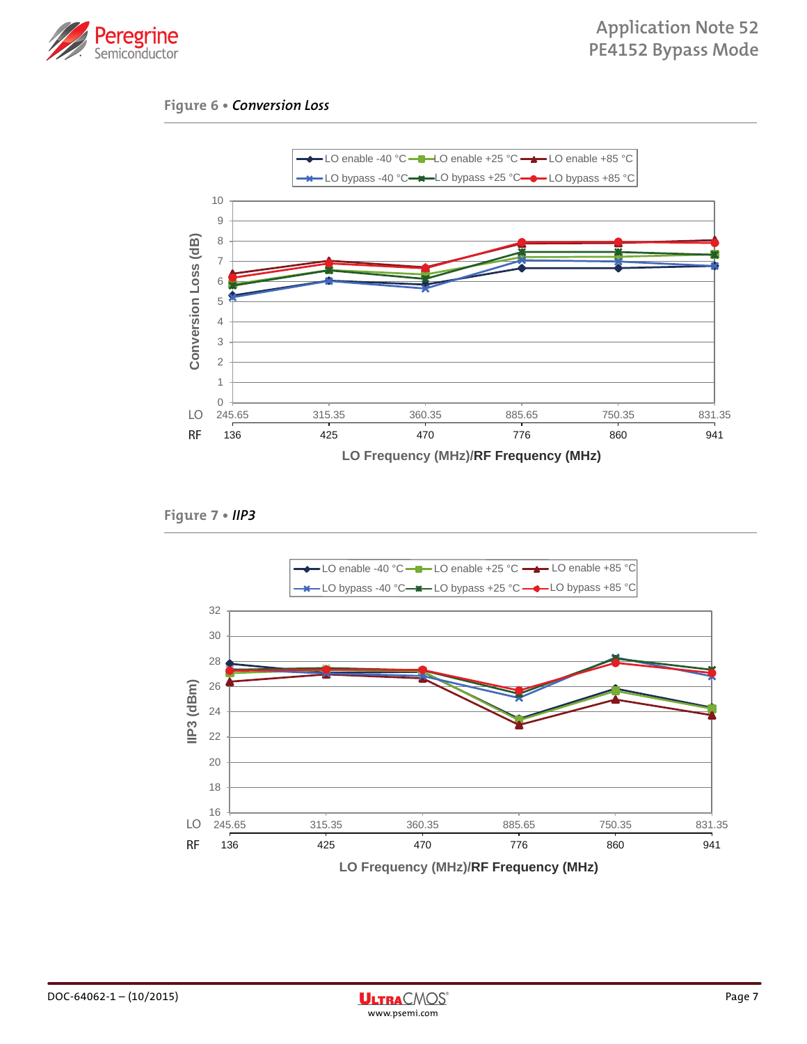**Figure 6 • *Conversion Loss***

**Figure 7 • *IIP3***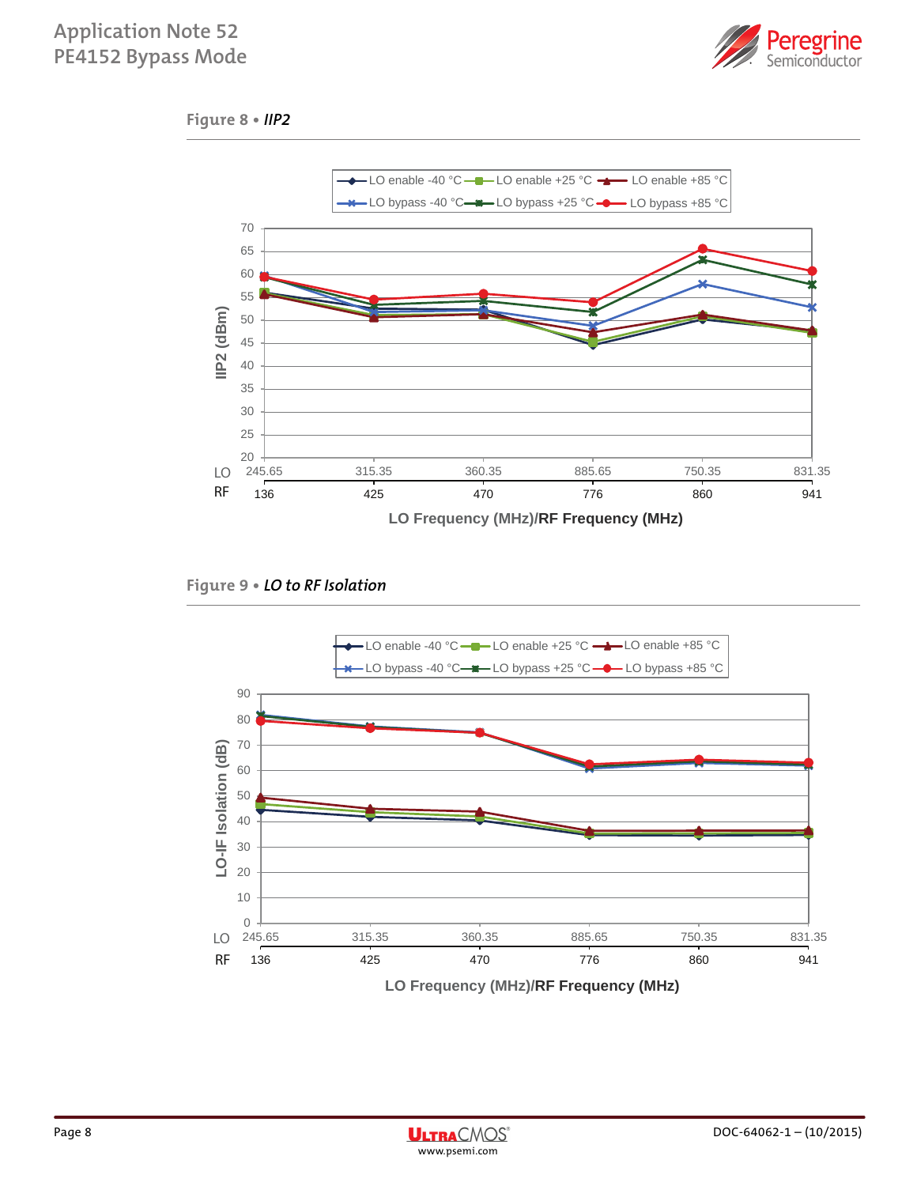Figure 8 • *IIP2*

Figure 9 • *LO to RF Isolation*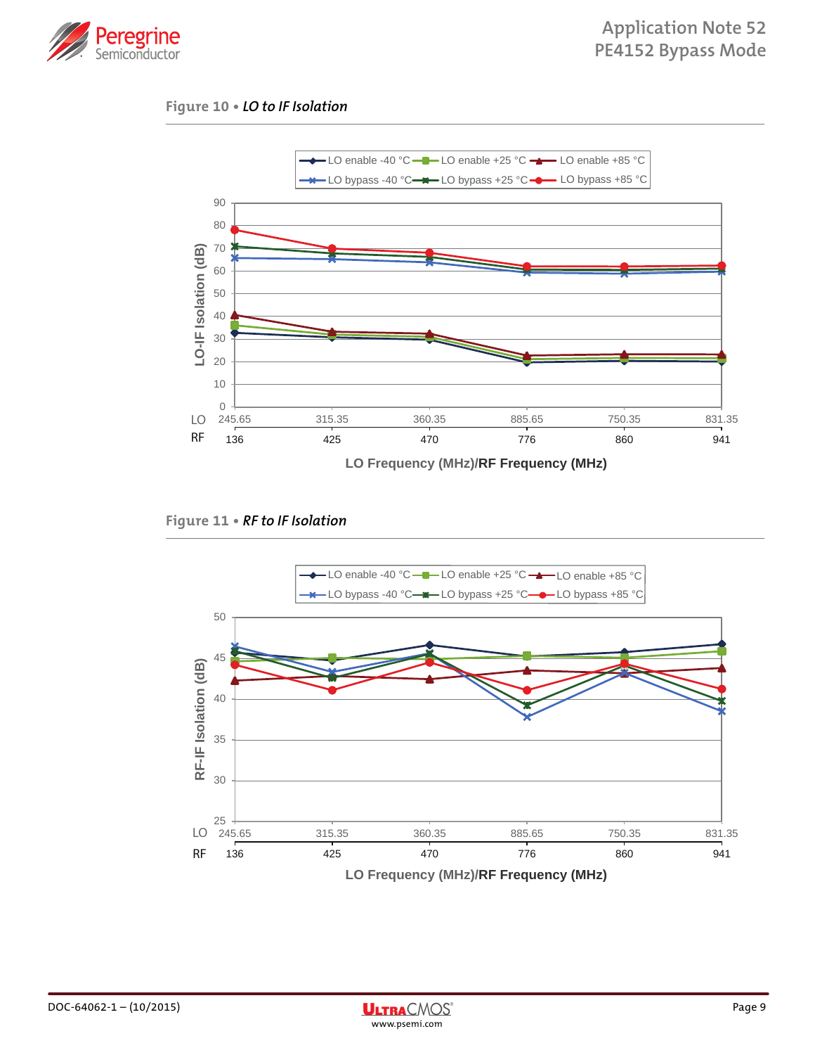**Figure 10 • *LO to IF Isolation***

LO enable -40 °C | LO enable +25 °C | LO enable +85 °C | LO bypass -40 °C | LO bypass +25 °C | LO bypass +85 °C

LO-IF Isolation (dB)

| LO | 245.65 | 315.35 | 360.35 | 885.65 | 750.35 | 831.35 |
|---|---|---|---|---|---|---|
| RF | 136 | 425 | 470 | 776 | 860 | 941 |

LO Frequency (MHz)/RF Frequency (MHz)

**Figure 11 • *RF to IF Isolation***

LO enable -40 °C | LO enable +25 °C | LO enable +85 °C | LO bypass -40 °C | LO bypass +25 °C | LO bypass +85 °C

RF-IF Isolation (dB)

| LO | 245.65 | 315.35 | 360.35 | 885.65 | 750.35 | 831.35 |
|---|---|---|---|---|---|---|
| RF | 136 | 425 | 470 | 776 | 860 | 941 |

LO Frequency (MHz)/RF Frequency (MHz)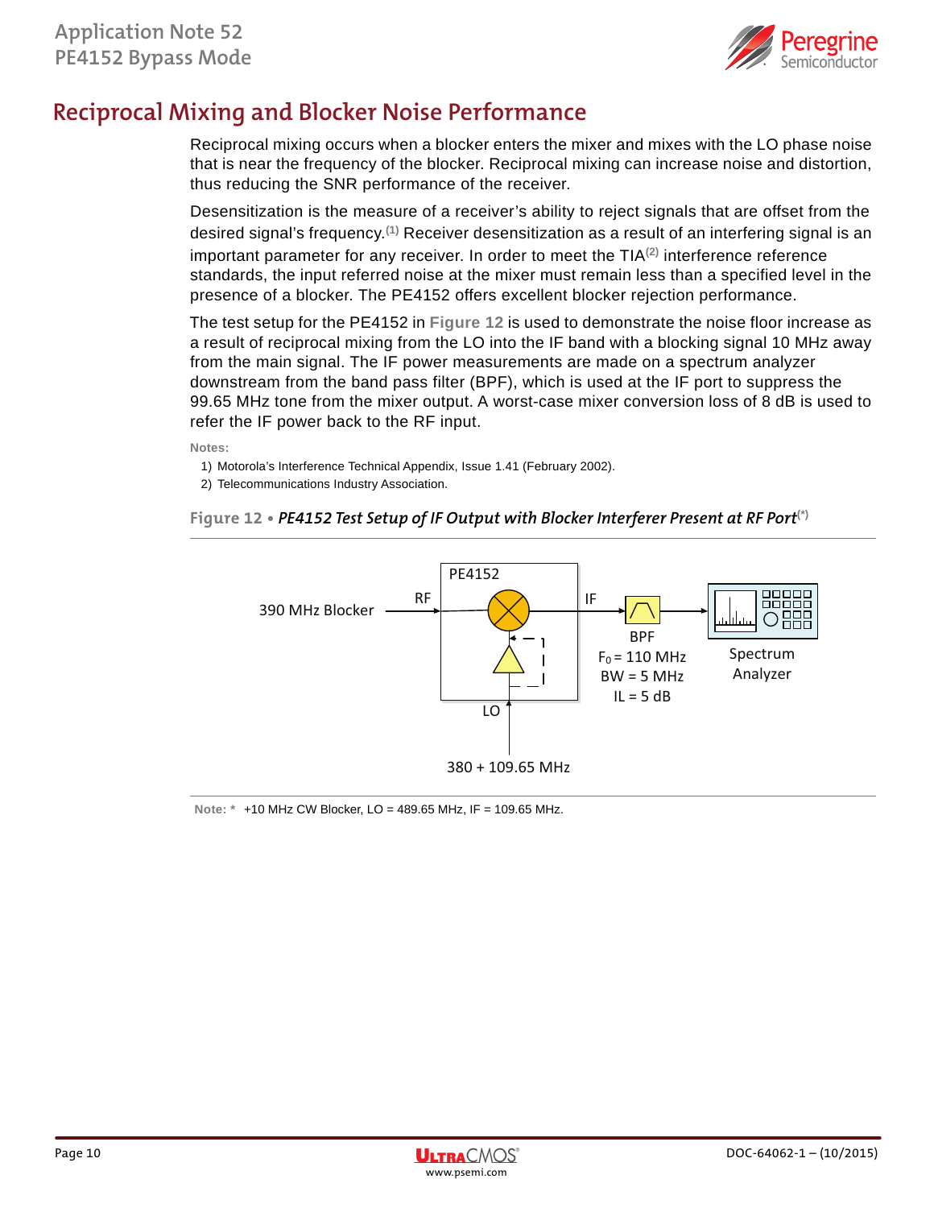## Reciprocal Mixing and Blocker Noise Performance

Reciprocal mixing occurs when a blocker enters the mixer and mixes with the LO phase noise that is near the frequency of the blocker. Reciprocal mixing can increase noise and distortion, thus reducing the SNR performance of the receiver.

Desensitization is the measure of a receiver's ability to reject signals that are offset from the desired signal's frequency.[(1)] Receiver desensitization as a result of an interfering signal is an important parameter for any receiver. In order to meet the TIA[(2)] interference reference standards, the input referred noise at the mixer must remain less than a specified level in the presence of a blocker. The PE4152 offers excellent blocker rejection performance.

The test setup for the PE4152 in **Figure 12** is used to demonstrate the noise floor increase as a result of reciprocal mixing from the LO into the IF band with a blocking signal 10 MHz away from the main signal. The IF power measurements are made on a spectrum analyzer downstream from the band pass filter (BPF), which is used at the IF port to suppress the 99.65 MHz tone from the mixer output. A worst-case mixer conversion loss of 8 dB is used to refer the IF power back to the RF input.

**Notes:**

1) Motorola's Interference Technical Appendix, Issue 1.41 (February 2002).
2) Telecommunications Industry Association.

**Figure 12 •** ***PE4152 Test Setup of IF Output with Blocker Interferer Present at RF Port***[(*)]

390 MHz Blocker → RF → PE4152 → IF → BPF ($F_0$ = 110 MHz, BW = 5 MHz, IL = 5 dB) → Spectrum Analyzer

LO: 380 + 109.65 MHz

**Note: *** +10 MHz CW Blocker, LO = 489.65 MHz, IF = 109.65 MHz.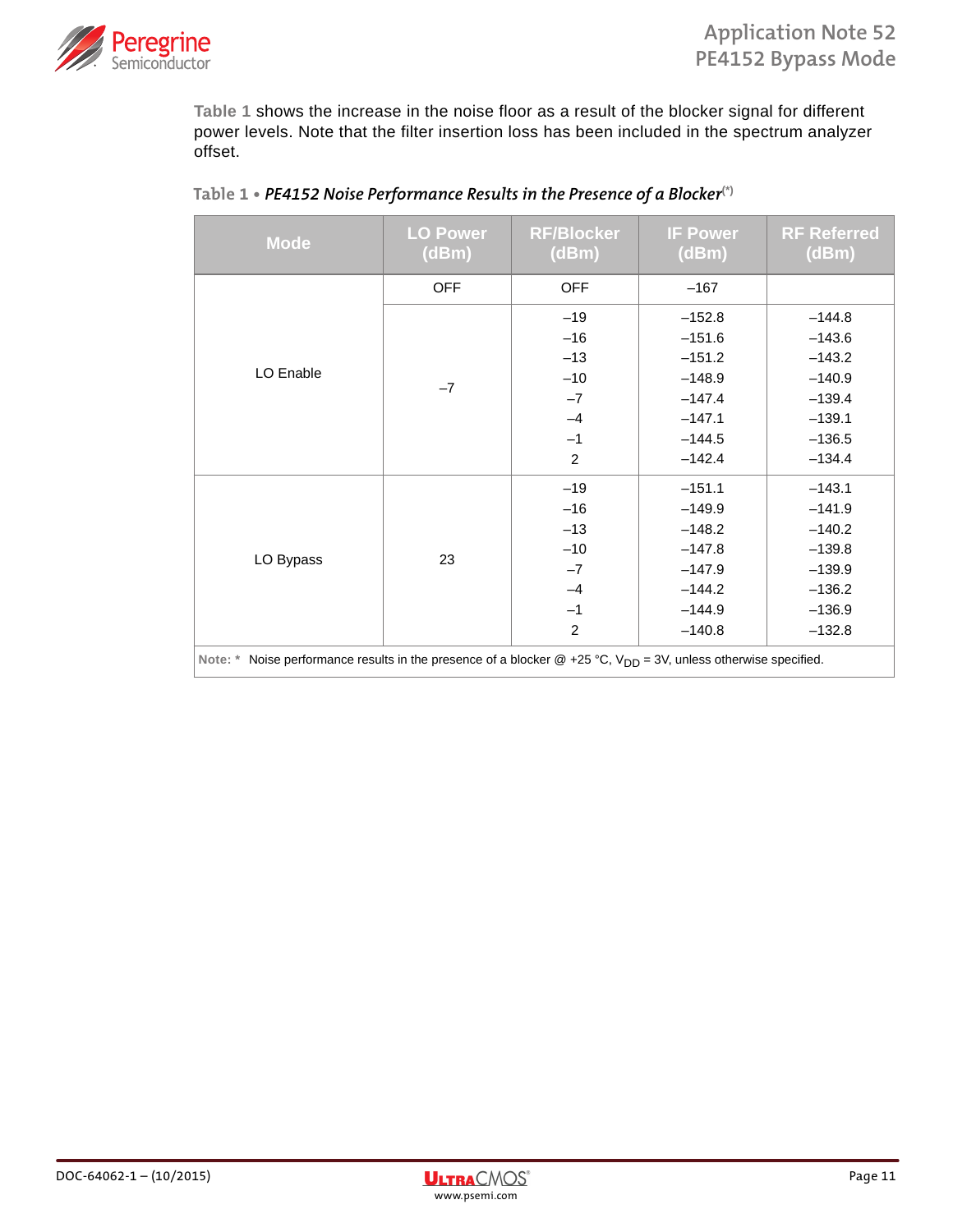Table 1 shows the increase in the noise floor as a result of the blocker signal for different power levels. Note that the filter insertion loss has been included in the spectrum analyzer offset.

**Table 1 • *PE4152 Noise Performance Results in the Presence of a Blocker*(*)**

| Mode | LO Power (dBm) | RF/Blocker (dBm) | IF Power (dBm) | RF Referred (dBm) |
|---|---|---|---|---|
| | OFF | OFF | –167 | |
| LO Enable | –7 | –19 | –152.8 | –144.8 |
| | | –16 | –151.6 | –143.6 |
| | | –13 | –151.2 | –143.2 |
| | | –10 | –148.9 | –140.9 |
| | | –7 | –147.4 | –139.4 |
| | | –4 | –147.1 | –139.1 |
| | | –1 | –144.5 | –136.5 |
| | | 2 | –142.4 | –134.4 |
| LO Bypass | 23 | –19 | –151.1 | –143.1 |
| | | –16 | –149.9 | –141.9 |
| | | –13 | –148.2 | –140.2 |
| | | –10 | –147.8 | –139.8 |
| | | –7 | –147.9 | –139.9 |
| | | –4 | –144.2 | –136.2 |
| | | –1 | –144.9 | –136.9 |
| | | 2 | –140.8 | –132.8 |

Note: * Noise performance results in the presence of a blocker @ +25 °C, $V_{DD}$ = 3V, unless otherwise specified.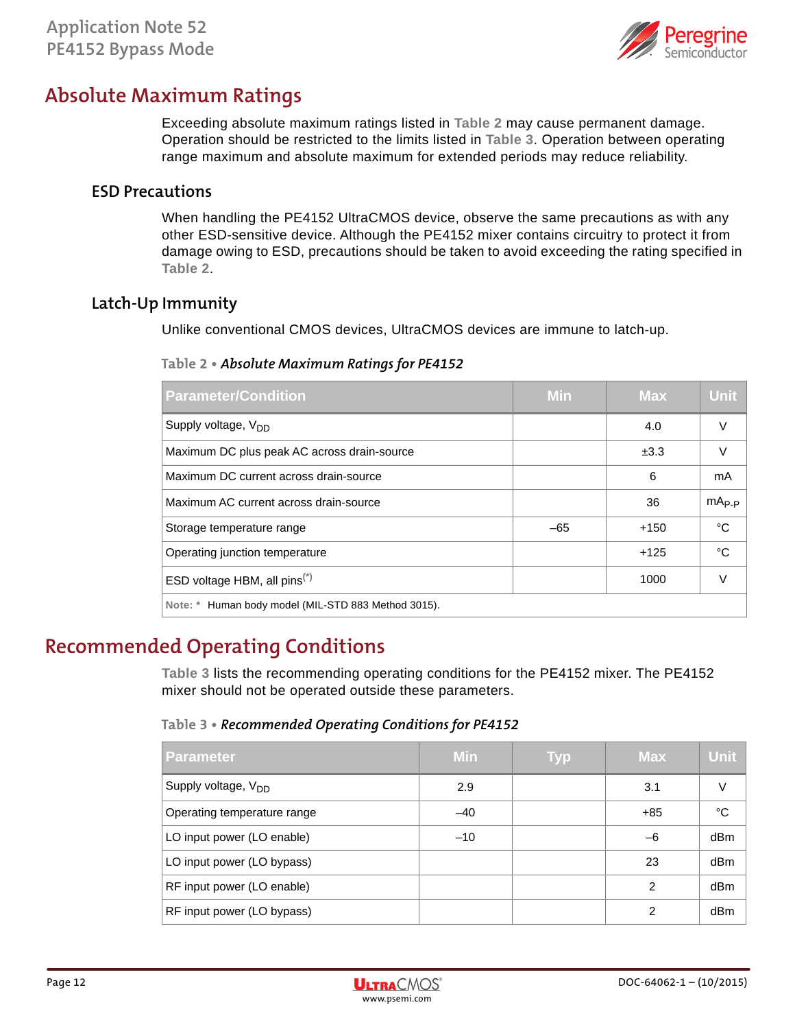## Absolute Maximum Ratings

Exceeding absolute maximum ratings listed in **Table 2** may cause permanent damage. Operation should be restricted to the limits listed in **Table 3**. Operation between operating range maximum and absolute maximum for extended periods may reduce reliability.

### ESD Precautions

When handling the PE4152 UltraCMOS device, observe the same precautions as with any other ESD-sensitive device. Although the PE4152 mixer contains circuitry to protect it from damage owing to ESD, precautions should be taken to avoid exceeding the rating specified in **Table 2**.

### Latch-Up Immunity

Unlike conventional CMOS devices, UltraCMOS devices are immune to latch-up.

**Table 2 •** ***Absolute Maximum Ratings for PE4152***

| Parameter/Condition | Min | Max | Unit |
|---|---|---|---|
| Supply voltage, $V_{DD}$ | | 4.0 | V |
| Maximum DC plus peak AC across drain-source | | ±3.3 | V |
| Maximum DC current across drain-source | | 6 | mA |
| Maximum AC current across drain-source | | 36 | $mA_{P-P}$ |
| Storage temperature range | –65 | +150 | °C |
| Operating junction temperature | | +125 | °C |
| ESD voltage HBM, all pins(*) | | 1000 | V |

**Note: *** Human body model (MIL-STD 883 Method 3015).

## Recommended Operating Conditions

**Table 3** lists the recommending operating conditions for the PE4152 mixer. The PE4152 mixer should not be operated outside these parameters.

**Table 3 •** ***Recommended Operating Conditions for PE4152***

| Parameter | Min | Typ | Max | Unit |
|---|---|---|---|---|
| Supply voltage, $V_{DD}$ | 2.9 | | 3.1 | V |
| Operating temperature range | –40 | | +85 | °C |
| LO input power (LO enable) | –10 | | –6 | dBm |
| LO input power (LO bypass) | | | 23 | dBm |
| RF input power (LO enable) | | | 2 | dBm |
| RF input power (LO bypass) | | | 2 | dBm |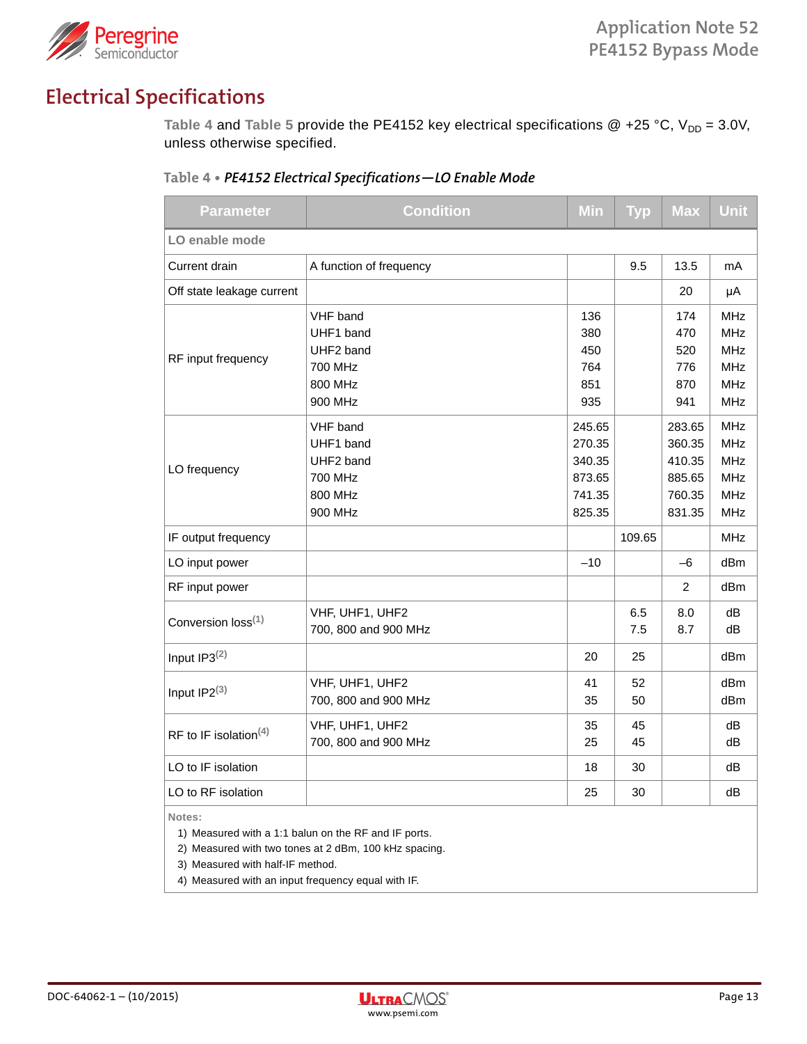# Electrical Specifications

Table 4 and Table 5 provide the PE4152 key electrical specifications @ +25 °C, $V_{DD}$ = 3.0V, unless otherwise specified.

**Table 4 • *PE4152 Electrical Specifications—LO Enable Mode***

| Parameter | Condition | Min | Typ | Max | Unit |
|---|---|---|---|---|---|
| **LO enable mode** | | | | | |
| Current drain | A function of frequency | | 9.5 | 13.5 | mA |
| Off state leakage current | | | | 20 | µA |
| RF input frequency | VHF band<br>UHF1 band<br>UHF2 band<br>700 MHz<br>800 MHz<br>900 MHz | 136<br>380<br>450<br>764<br>851<br>935 | | 174<br>470<br>520<br>776<br>870<br>941 | MHz<br>MHz<br>MHz<br>MHz<br>MHz<br>MHz |
| LO frequency | VHF band<br>UHF1 band<br>UHF2 band<br>700 MHz<br>800 MHz<br>900 MHz | 245.65<br>270.35<br>340.35<br>873.65<br>741.35<br>825.35 | | 283.65<br>360.35<br>410.35<br>885.65<br>760.35<br>831.35 | MHz<br>MHz<br>MHz<br>MHz<br>MHz<br>MHz |
| IF output frequency | | | 109.65 | | MHz |
| LO input power | | –10 | | –6 | dBm |
| RF input power | | | | 2 | dBm |
| Conversion loss(1) | VHF, UHF1, UHF2<br>700, 800 and 900 MHz | | 6.5<br>7.5 | 8.0<br>8.7 | dB<br>dB |
| Input IP3(2) | | 20 | 25 | | dBm |
| Input IP2(3) | VHF, UHF1, UHF2<br>700, 800 and 900 MHz | 41<br>35 | 52<br>50 | | dBm<br>dBm |
| RF to IF isolation(4) | VHF, UHF1, UHF2<br>700, 800 and 900 MHz | 35<br>25 | 45<br>45 | | dB<br>dB |
| LO to IF isolation | | 18 | 30 | | dB |
| LO to RF isolation | | 25 | 30 | | dB |

**Notes:**

1) Measured with a 1:1 balun on the RF and IF ports.
2) Measured with two tones at 2 dBm, 100 kHz spacing.
3) Measured with half-IF method.
4) Measured with an input frequency equal with IF.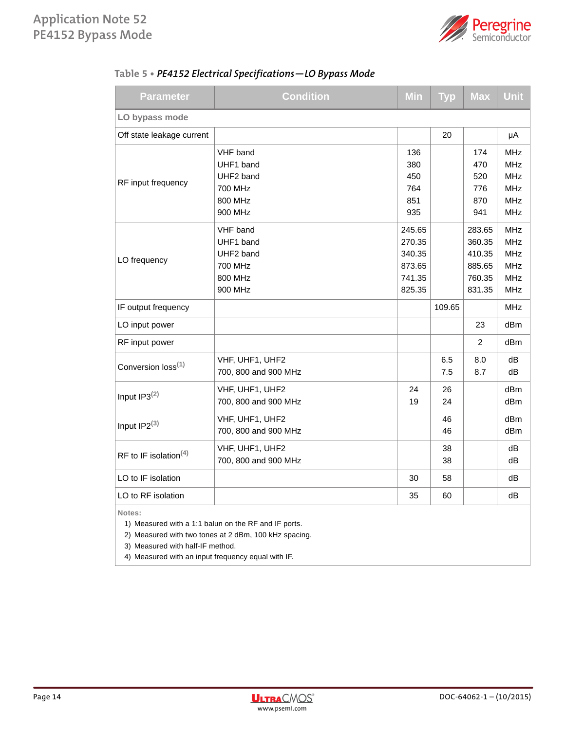**Table 5 • *PE4152 Electrical Specifications—LO Bypass Mode***

| Parameter | Condition | Min | Typ | Max | Unit |
|---|---|---|---|---|---|
| **LO bypass mode** | | | | | |
| Off state leakage current | | | 20 | | µA |
| RF input frequency | VHF band<br>UHF1 band<br>UHF2 band<br>700 MHz<br>800 MHz<br>900 MHz | 136<br>380<br>450<br>764<br>851<br>935 | | 174<br>470<br>520<br>776<br>870<br>941 | MHz<br>MHz<br>MHz<br>MHz<br>MHz<br>MHz |
| LO frequency | VHF band<br>UHF1 band<br>UHF2 band<br>700 MHz<br>800 MHz<br>900 MHz | 245.65<br>270.35<br>340.35<br>873.65<br>741.35<br>825.35 | | 283.65<br>360.35<br>410.35<br>885.65<br>760.35<br>831.35 | MHz<br>MHz<br>MHz<br>MHz<br>MHz<br>MHz |
| IF output frequency | | | 109.65 | | MHz |
| LO input power | | | | 23 | dBm |
| RF input power | | | | 2 | dBm |
| Conversion loss(1) | VHF, UHF1, UHF2<br>700, 800 and 900 MHz | | 6.5<br>7.5 | 8.0<br>8.7 | dB<br>dB |
| Input IP3(2) | VHF, UHF1, UHF2<br>700, 800 and 900 MHz | 24<br>19 | 26<br>24 | | dBm<br>dBm |
| Input IP2(3) | VHF, UHF1, UHF2<br>700, 800 and 900 MHz | | 46<br>46 | | dBm<br>dBm |
| RF to IF isolation(4) | VHF, UHF1, UHF2<br>700, 800 and 900 MHz | | 38<br>38 | | dB<br>dB |
| LO to IF isolation | | 30 | 58 | | dB |
| LO to RF isolation | | 35 | 60 | | dB |

**Notes:**

1) Measured with a 1:1 balun on the RF and IF ports.
2) Measured with two tones at 2 dBm, 100 kHz spacing.
3) Measured with half-IF method.
4) Measured with an input frequency equal with IF.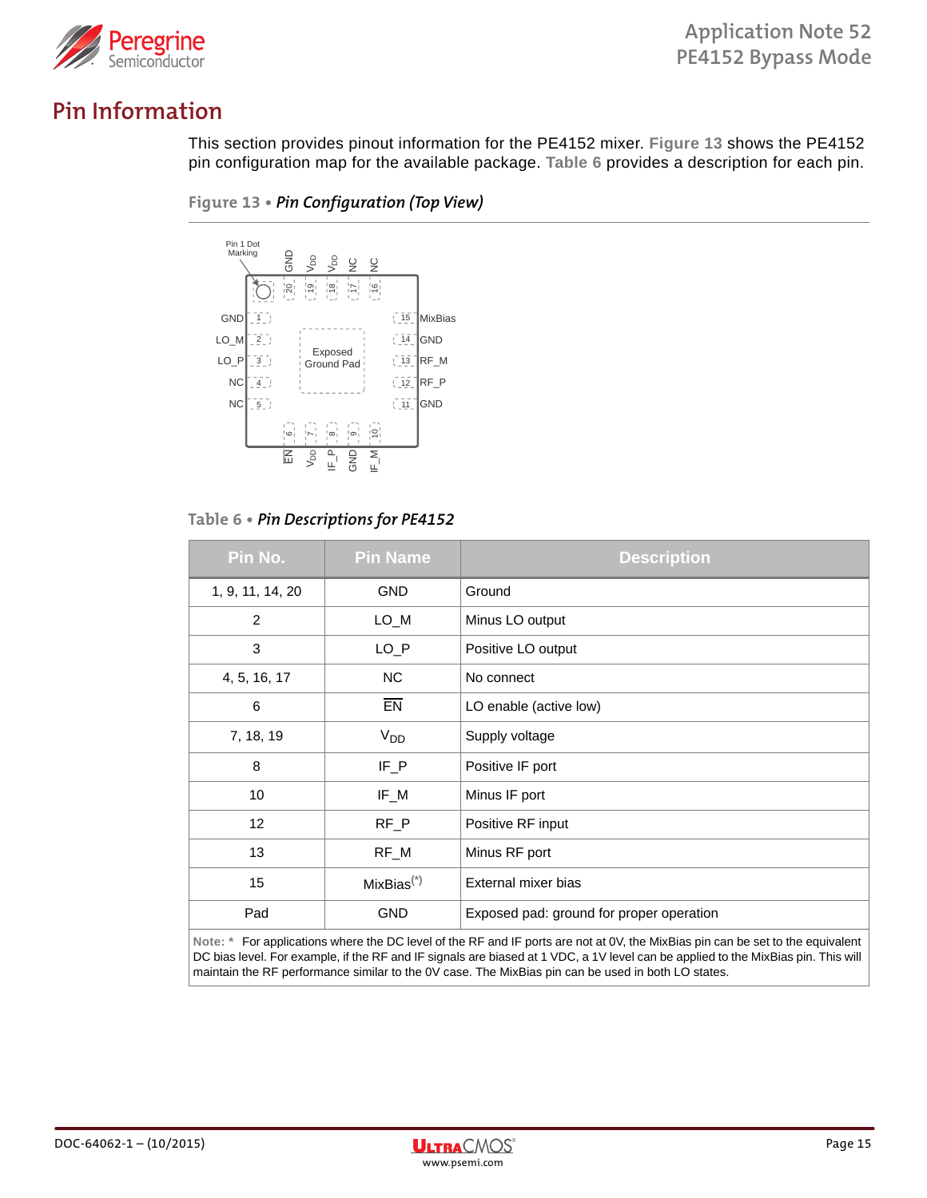## Pin Information

This section provides pinout information for the PE4152 mixer. **Figure 13** shows the PE4152 pin configuration map for the available package. **Table 6** provides a description for each pin.

**Figure 13 •** *Pin Configuration (Top View)*

**Table 6 •** *Pin Descriptions for PE4152*

| Pin No. | Pin Name | Description |
|---|---|---|
| 1, 9, 11, 14, 20 | GND | Ground |
| 2 | LO_M | Minus LO output |
| 3 | LO_P | Positive LO output |
| 4, 5, 16, 17 | NC | No connect |
| 6 | $\overline{EN}$ | LO enable (active low) |
| 7, 18, 19 | $V_{DD}$ | Supply voltage |
| 8 | IF_P | Positive IF port |
| 10 | IF_M | Minus IF port |
| 12 | RF_P | Positive RF input |
| 13 | RF_M | Minus RF port |
| 15 | MixBias(*) | External mixer bias |
| Pad | GND | Exposed pad: ground for proper operation |

**Note: *** For applications where the DC level of the RF and IF ports are not at 0V, the MixBias pin can be set to the equivalent DC bias level. For example, if the RF and IF signals are biased at 1 VDC, a 1V level can be applied to the MixBias pin. This will maintain the RF performance similar to the 0V case. The MixBias pin can be used in both LO states.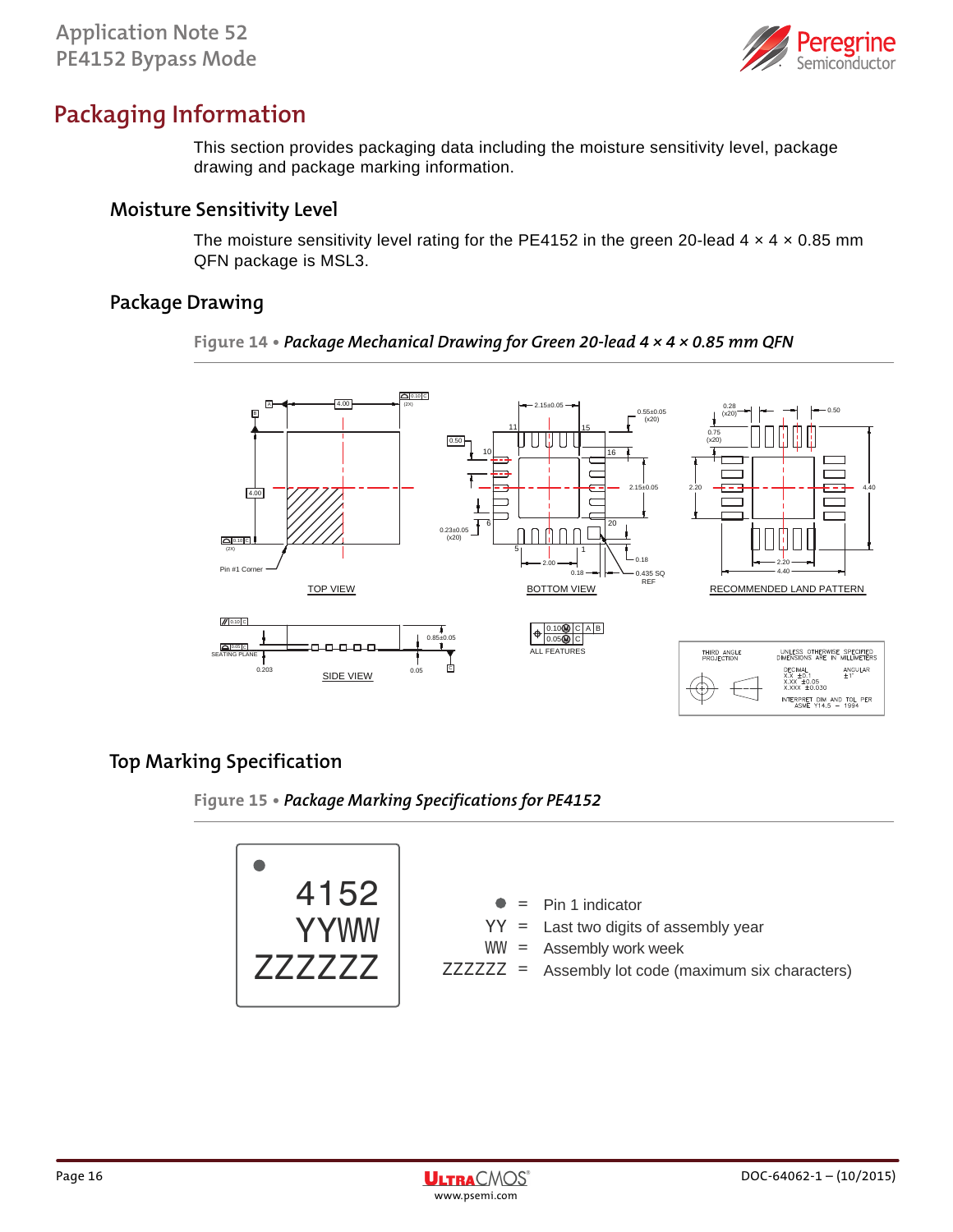# Packaging Information

This section provides packaging data including the moisture sensitivity level, package drawing and package marking information.

## Moisture Sensitivity Level

The moisture sensitivity level rating for the PE4152 in the green 20-lead 4 × 4 × 0.85 mm QFN package is MSL3.

## Package Drawing

**Figure 14 •** ***Package Mechanical Drawing for Green 20-lead 4 × 4 × 0.85 mm QFN***

## Top Marking Specification

**Figure 15 •** ***Package Marking Specifications for PE4152***

●
4152
YYWW
ZZZZZZ

| | | |
|---|---|---|
| ● | = | Pin 1 indicator |
| YY | = | Last two digits of assembly year |
| WW | = | Assembly work week |
| ZZZZZZ | = | Assembly lot code (maximum six characters) |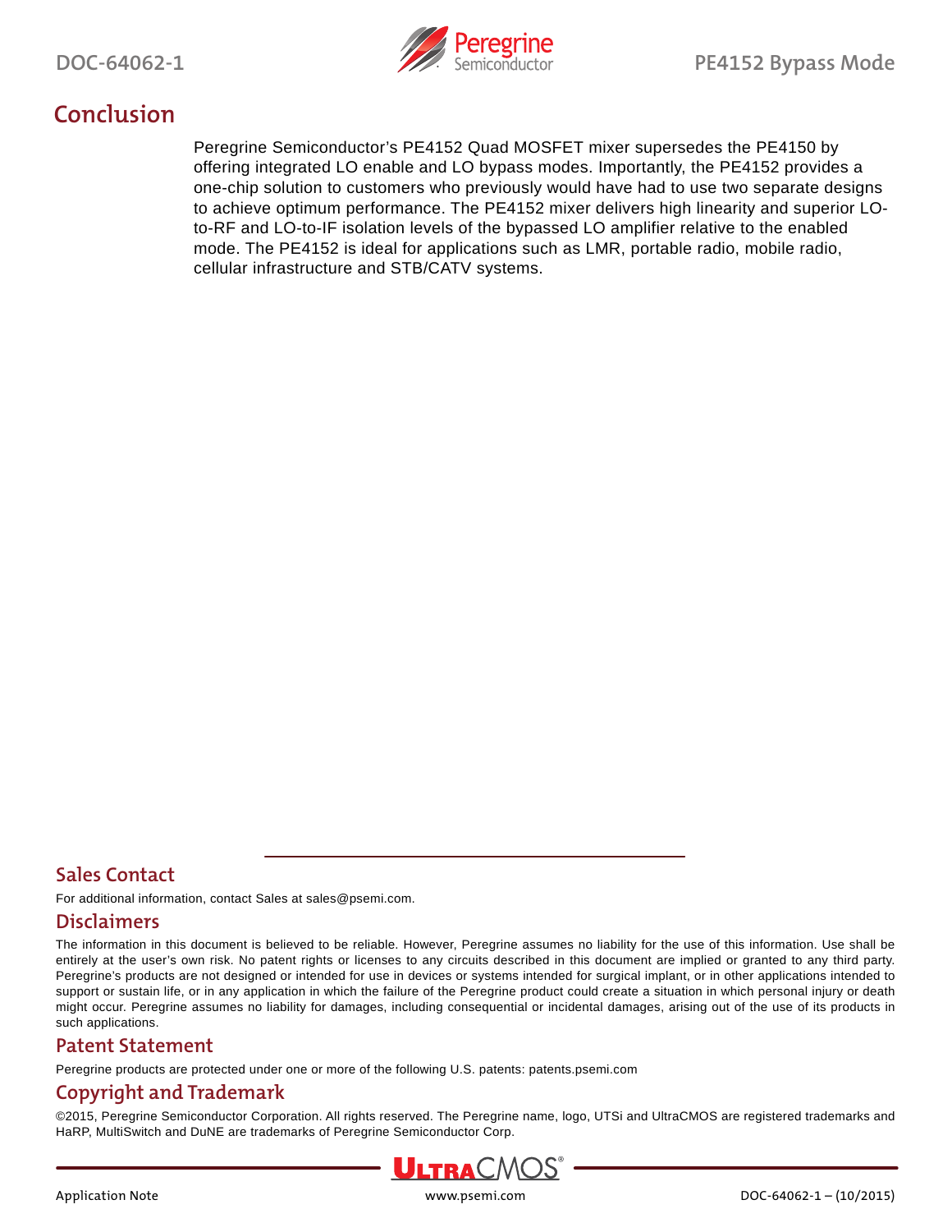## Conclusion

Peregrine Semiconductor's PE4152 Quad MOSFET mixer supersedes the PE4150 by offering integrated LO enable and LO bypass modes. Importantly, the PE4152 provides a one-chip solution to customers who previously would have had to use two separate designs to achieve optimum performance. The PE4152 mixer delivers high linearity and superior LO-to-RF and LO-to-IF isolation levels of the bypassed LO amplifier relative to the enabled mode. The PE4152 is ideal for applications such as LMR, portable radio, mobile radio, cellular infrastructure and STB/CATV systems.

## Sales Contact

For additional information, contact Sales at sales@psemi.com.

## Disclaimers

The information in this document is believed to be reliable. However, Peregrine assumes no liability for the use of this information. Use shall be entirely at the user's own risk. No patent rights or licenses to any circuits described in this document are implied or granted to any third party. Peregrine's products are not designed or intended for use in devices or systems intended for surgical implant, or in other applications intended to support or sustain life, or in any application in which the failure of the Peregrine product could create a situation in which personal injury or death might occur. Peregrine assumes no liability for damages, including consequential or incidental damages, arising out of the use of its products in such applications.

## Patent Statement

Peregrine products are protected under one or more of the following U.S. patents: patents.psemi.com

## Copyright and Trademark

©2015, Peregrine Semiconductor Corporation. All rights reserved. The Peregrine name, logo, UTSi and UltraCMOS are registered trademarks and HaRP, MultiSwitch and DuNE are trademarks of Peregrine Semiconductor Corp.